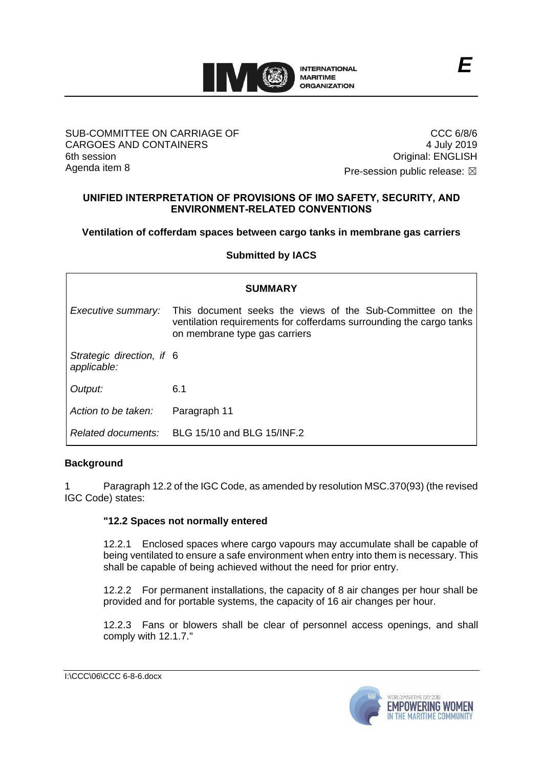E

SUB-COMMITTEE ON CARRIAGE OF CARGOES AND CONTAINERS
6th session
Agenda item 8

CCC 6/8/6
4 July 2019
Original: ENGLISH
Pre-session public release: ☒

## UNIFIED INTERPRETATION OF PROVISIONS OF IMO SAFETY, SECURITY, AND ENVIRONMENT-RELATED CONVENTIONS

### Ventilation of cofferdam spaces between cargo tanks in membrane gas carriers

**Submitted by IACS**

| SUMMARY | |
|---|---|
| *Executive summary:* | This document seeks the views of the Sub-Committee on the ventilation requirements for cofferdams surrounding the cargo tanks on membrane type gas carriers |
| *Strategic direction, if applicable:* | 6 |
| *Output:* | 6.1 |
| *Action to be taken:* | Paragraph 11 |
| *Related documents:* | BLG 15/10 and BLG 15/INF.2 |

**Background**

1 Paragraph 12.2 of the IGC Code, as amended by resolution MSC.370(93) (the revised IGC Code) states:

> **"12.2 Spaces not normally entered**
>
> 12.2.1 Enclosed spaces where cargo vapours may accumulate shall be capable of being ventilated to ensure a safe environment when entry into them is necessary. This shall be capable of being achieved without the need for prior entry.
>
> 12.2.2 For permanent installations, the capacity of 8 air changes per hour shall be provided and for portable systems, the capacity of 16 air changes per hour.
>
> 12.2.3 Fans or blowers shall be clear of personnel access openings, and shall comply with 12.1.7."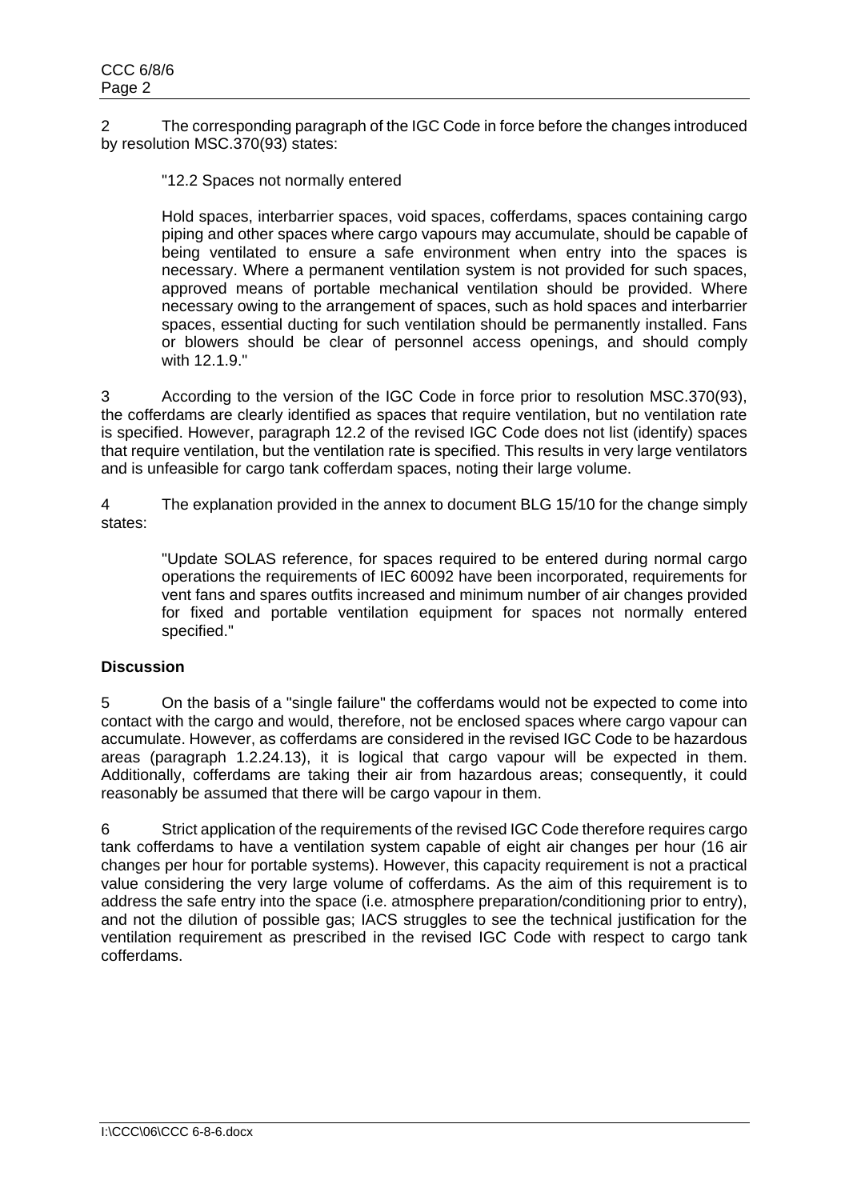2 The corresponding paragraph of the IGC Code in force before the changes introduced by resolution MSC.370(93) states:

> "12.2 Spaces not normally entered
>
> Hold spaces, interbarrier spaces, void spaces, cofferdams, spaces containing cargo piping and other spaces where cargo vapours may accumulate, should be capable of being ventilated to ensure a safe environment when entry into the spaces is necessary. Where a permanent ventilation system is not provided for such spaces, approved means of portable mechanical ventilation should be provided. Where necessary owing to the arrangement of spaces, such as hold spaces and interbarrier spaces, essential ducting for such ventilation should be permanently installed. Fans or blowers should be clear of personnel access openings, and should comply with 12.1.9."

3 According to the version of the IGC Code in force prior to resolution MSC.370(93), the cofferdams are clearly identified as spaces that require ventilation, but no ventilation rate is specified. However, paragraph 12.2 of the revised IGC Code does not list (identify) spaces that require ventilation, but the ventilation rate is specified. This results in very large ventilators and is unfeasible for cargo tank cofferdam spaces, noting their large volume.

4 The explanation provided in the annex to document BLG 15/10 for the change simply states:

> "Update SOLAS reference, for spaces required to be entered during normal cargo operations the requirements of IEC 60092 have been incorporated, requirements for vent fans and spares outfits increased and minimum number of air changes provided for fixed and portable ventilation equipment for spaces not normally entered specified."

**Discussion**

5 On the basis of a "single failure" the cofferdams would not be expected to come into contact with the cargo and would, therefore, not be enclosed spaces where cargo vapour can accumulate. However, as cofferdams are considered in the revised IGC Code to be hazardous areas (paragraph 1.2.24.13), it is logical that cargo vapour will be expected in them. Additionally, cofferdams are taking their air from hazardous areas; consequently, it could reasonably be assumed that there will be cargo vapour in them.

6 Strict application of the requirements of the revised IGC Code therefore requires cargo tank cofferdams to have a ventilation system capable of eight air changes per hour (16 air changes per hour for portable systems). However, this capacity requirement is not a practical value considering the very large volume of cofferdams. As the aim of this requirement is to address the safe entry into the space (i.e. atmosphere preparation/conditioning prior to entry), and not the dilution of possible gas; IACS struggles to see the technical justification for the ventilation requirement as prescribed in the revised IGC Code with respect to cargo tank cofferdams.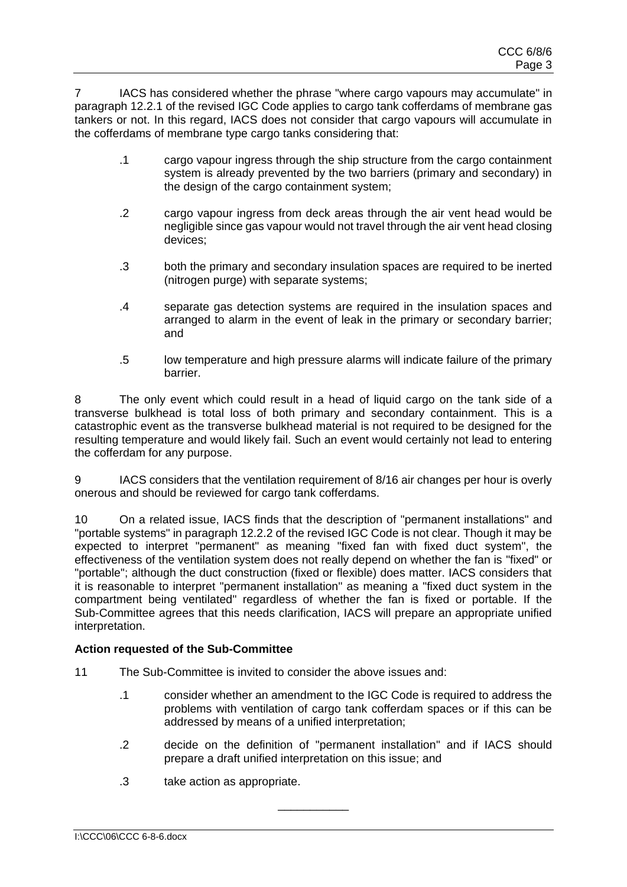7 IACS has considered whether the phrase "where cargo vapours may accumulate" in paragraph 12.2.1 of the revised IGC Code applies to cargo tank cofferdams of membrane gas tankers or not. In this regard, IACS does not consider that cargo vapours will accumulate in the cofferdams of membrane type cargo tanks considering that:

.1 cargo vapour ingress through the ship structure from the cargo containment system is already prevented by the two barriers (primary and secondary) in the design of the cargo containment system;

.2 cargo vapour ingress from deck areas through the air vent head would be negligible since gas vapour would not travel through the air vent head closing devices;

.3 both the primary and secondary insulation spaces are required to be inerted (nitrogen purge) with separate systems;

.4 separate gas detection systems are required in the insulation spaces and arranged to alarm in the event of leak in the primary or secondary barrier; and

.5 low temperature and high pressure alarms will indicate failure of the primary barrier.

8 The only event which could result in a head of liquid cargo on the tank side of a transverse bulkhead is total loss of both primary and secondary containment. This is a catastrophic event as the transverse bulkhead material is not required to be designed for the resulting temperature and would likely fail. Such an event would certainly not lead to entering the cofferdam for any purpose.

9 IACS considers that the ventilation requirement of 8/16 air changes per hour is overly onerous and should be reviewed for cargo tank cofferdams.

10 On a related issue, IACS finds that the description of "permanent installations" and "portable systems" in paragraph 12.2.2 of the revised IGC Code is not clear. Though it may be expected to interpret "permanent" as meaning "fixed fan with fixed duct system", the effectiveness of the ventilation system does not really depend on whether the fan is "fixed" or "portable"; although the duct construction (fixed or flexible) does matter. IACS considers that it is reasonable to interpret "permanent installation" as meaning a "fixed duct system in the compartment being ventilated" regardless of whether the fan is fixed or portable. If the Sub-Committee agrees that this needs clarification, IACS will prepare an appropriate unified interpretation.

**Action requested of the Sub-Committee**

11 The Sub-Committee is invited to consider the above issues and:

.1 consider whether an amendment to the IGC Code is required to address the problems with ventilation of cargo tank cofferdam spaces or if this can be addressed by means of a unified interpretation;

.2 decide on the definition of "permanent installation" and if IACS should prepare a draft unified interpretation on this issue; and

.3 take action as appropriate.

___________